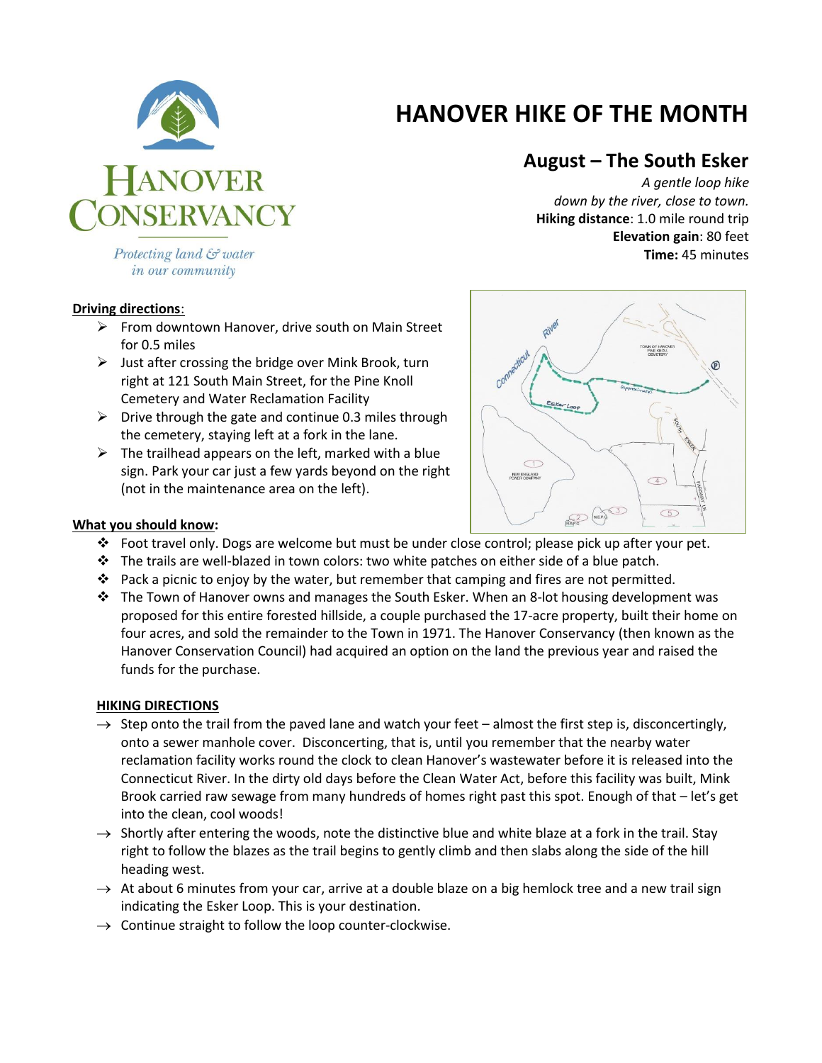# HANOVER HIKE OF THE MONTH

HANOVER CONSERVANCY

*Protecting land & water in our community*

## August – The South Esker

*A gentle loop hike down by the river, close to town.*

**Hiking distance**: 1.0 mile round trip
**Elevation gain**: 80 feet
**Time:** 45 minutes

**Driving directions**:

- From downtown Hanover, drive south on Main Street for 0.5 miles
- Just after crossing the bridge over Mink Brook, turn right at 121 South Main Street, for the Pine Knoll Cemetery and Water Reclamation Facility
- Drive through the gate and continue 0.3 miles through the cemetery, staying left at a fork in the lane.
- The trailhead appears on the left, marked with a blue sign. Park your car just a few yards beyond on the right (not in the maintenance area on the left).

**What you should know:**

- Foot travel only. Dogs are welcome but must be under close control; please pick up after your pet.
- The trails are well-blazed in town colors: two white patches on either side of a blue patch.
- Pack a picnic to enjoy by the water, but remember that camping and fires are not permitted.
- The Town of Hanover owns and manages the South Esker. When an 8-lot housing development was proposed for this entire forested hillside, a couple purchased the 17-acre property, built their home on four acres, and sold the remainder to the Town in 1971. The Hanover Conservancy (then known as the Hanover Conservation Council) had acquired an option on the land the previous year and raised the funds for the purchase.

**HIKING DIRECTIONS**

- Step onto the trail from the paved lane and watch your feet – almost the first step is, disconcertingly, onto a sewer manhole cover. Disconcerting, that is, until you remember that the nearby water reclamation facility works round the clock to clean Hanover's wastewater before it is released into the Connecticut River. In the dirty old days before the Clean Water Act, before this facility was built, Mink Brook carried raw sewage from many hundreds of homes right past this spot. Enough of that – let's get into the clean, cool woods!
- Shortly after entering the woods, note the distinctive blue and white blaze at a fork in the trail. Stay right to follow the blazes as the trail begins to gently climb and then slabs along the side of the hill heading west.
- At about 6 minutes from your car, arrive at a double blaze on a big hemlock tree and a new trail sign indicating the Esker Loop. This is your destination.
- Continue straight to follow the loop counter-clockwise.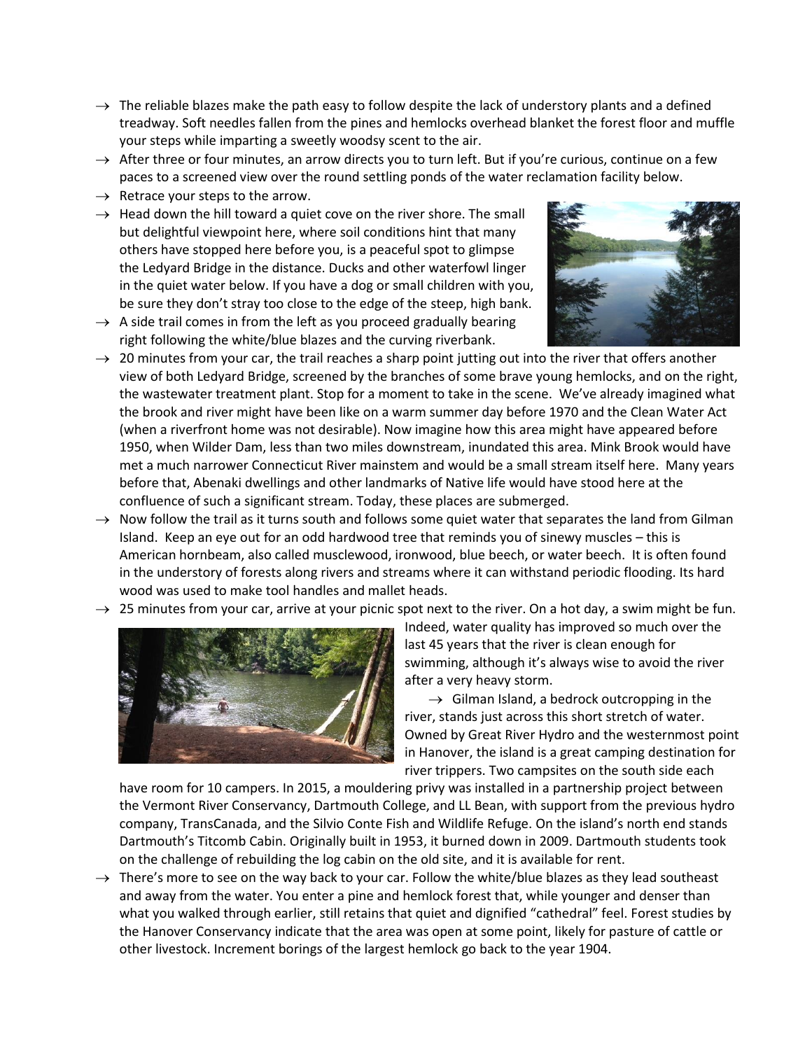→ The reliable blazes make the path easy to follow despite the lack of understory plants and a defined treadway. Soft needles fallen from the pines and hemlocks overhead blanket the forest floor and muffle your steps while imparting a sweetly woodsy scent to the air.

→ After three or four minutes, an arrow directs you to turn left. But if you're curious, continue on a few paces to a screened view over the round settling ponds of the water reclamation facility below.

→ Retrace your steps to the arrow.

→ Head down the hill toward a quiet cove on the river shore. The small but delightful viewpoint here, where soil conditions hint that many others have stopped here before you, is a peaceful spot to glimpse the Ledyard Bridge in the distance. Ducks and other waterfowl linger in the quiet water below. If you have a dog or small children with you, be sure they don't stray too close to the edge of the steep, high bank.

→ A side trail comes in from the left as you proceed gradually bearing right following the white/blue blazes and the curving riverbank.

→ 20 minutes from your car, the trail reaches a sharp point jutting out into the river that offers another view of both Ledyard Bridge, screened by the branches of some brave young hemlocks, and on the right, the wastewater treatment plant. Stop for a moment to take in the scene. We've already imagined what the brook and river might have been like on a warm summer day before 1970 and the Clean Water Act (when a riverfront home was not desirable). Now imagine how this area might have appeared before 1950, when Wilder Dam, less than two miles downstream, inundated this area. Mink Brook would have met a much narrower Connecticut River mainstem and would be a small stream itself here. Many years before that, Abenaki dwellings and other landmarks of Native life would have stood here at the confluence of such a significant stream. Today, these places are submerged.

→ Now follow the trail as it turns south and follows some quiet water that separates the land from Gilman Island. Keep an eye out for an odd hardwood tree that reminds you of sinewy muscles – this is American hornbeam, also called musclewood, ironwood, blue beech, or water beech. It is often found in the understory of forests along rivers and streams where it can withstand periodic flooding. Its hard wood was used to make tool handles and mallet heads.

→ 25 minutes from your car, arrive at your picnic spot next to the river. On a hot day, a swim might be fun. Indeed, water quality has improved so much over the last 45 years that the river is clean enough for swimming, although it's always wise to avoid the river after a very heavy storm.

→ Gilman Island, a bedrock outcropping in the river, stands just across this short stretch of water. Owned by Great River Hydro and the westernmost point in Hanover, the island is a great camping destination for river trippers. Two campsites on the south side each have room for 10 campers. In 2015, a mouldering privy was installed in a partnership project between the Vermont River Conservancy, Dartmouth College, and LL Bean, with support from the previous hydro company, TransCanada, and the Silvio Conte Fish and Wildlife Refuge. On the island's north end stands Dartmouth's Titcomb Cabin. Originally built in 1953, it burned down in 2009. Dartmouth students took on the challenge of rebuilding the log cabin on the old site, and it is available for rent.

→ There's more to see on the way back to your car. Follow the white/blue blazes as they lead southeast and away from the water. You enter a pine and hemlock forest that, while younger and denser than what you walked through earlier, still retains that quiet and dignified "cathedral" feel. Forest studies by the Hanover Conservancy indicate that the area was open at some point, likely for pasture of cattle or other livestock. Increment borings of the largest hemlock go back to the year 1904.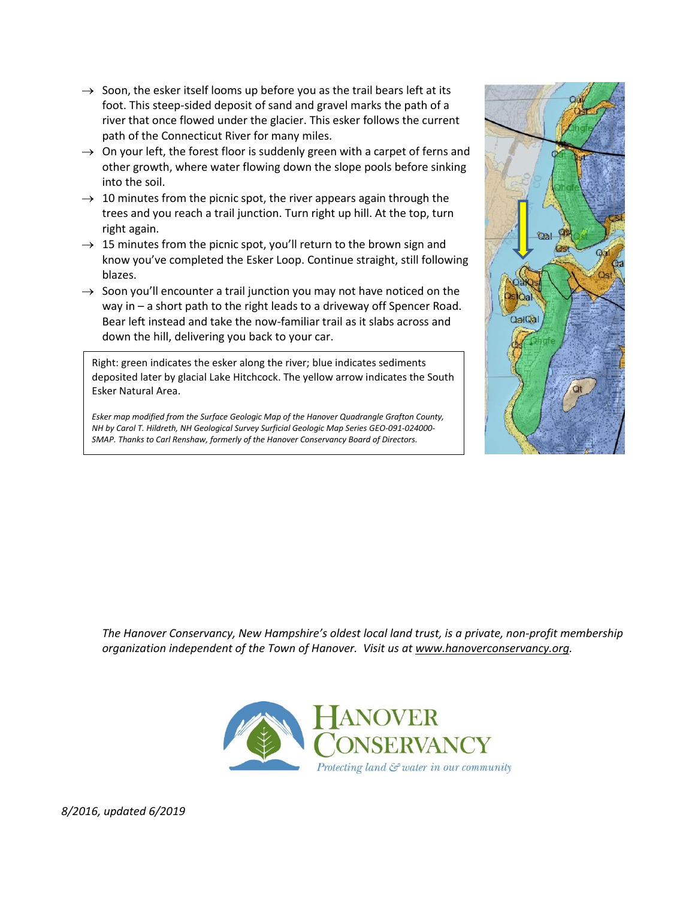- → Soon, the esker itself looms up before you as the trail bears left at its foot. This steep-sided deposit of sand and gravel marks the path of a river that once flowed under the glacier. This esker follows the current path of the Connecticut River for many miles.
- → On your left, the forest floor is suddenly green with a carpet of ferns and other growth, where water flowing down the slope pools before sinking into the soil.
- → 10 minutes from the picnic spot, the river appears again through the trees and you reach a trail junction. Turn right up hill. At the top, turn right again.
- → 15 minutes from the picnic spot, you'll return to the brown sign and know you've completed the Esker Loop. Continue straight, still following blazes.
- → Soon you'll encounter a trail junction you may not have noticed on the way in – a short path to the right leads to a driveway off Spencer Road. Bear left instead and take the now-familiar trail as it slabs across and down the hill, delivering you back to your car.

Right: green indicates the esker along the river; blue indicates sediments deposited later by glacial Lake Hitchcock. The yellow arrow indicates the South Esker Natural Area.

*Esker map modified from the Surface Geologic Map of the Hanover Quadrangle Grafton County, NH by Carol T. Hildreth, NH Geological Survey Surficial Geologic Map Series GEO-091-024000-SMAP. Thanks to Carl Renshaw, formerly of the Hanover Conservancy Board of Directors.*

*The Hanover Conservancy, New Hampshire's oldest local land trust, is a private, non-profit membership organization independent of the Town of Hanover. Visit us at www.hanoverconservancy.org.*

HANOVER CONSERVANCY

*Protecting land & water in our community*

*8/2016, updated 6/2019*